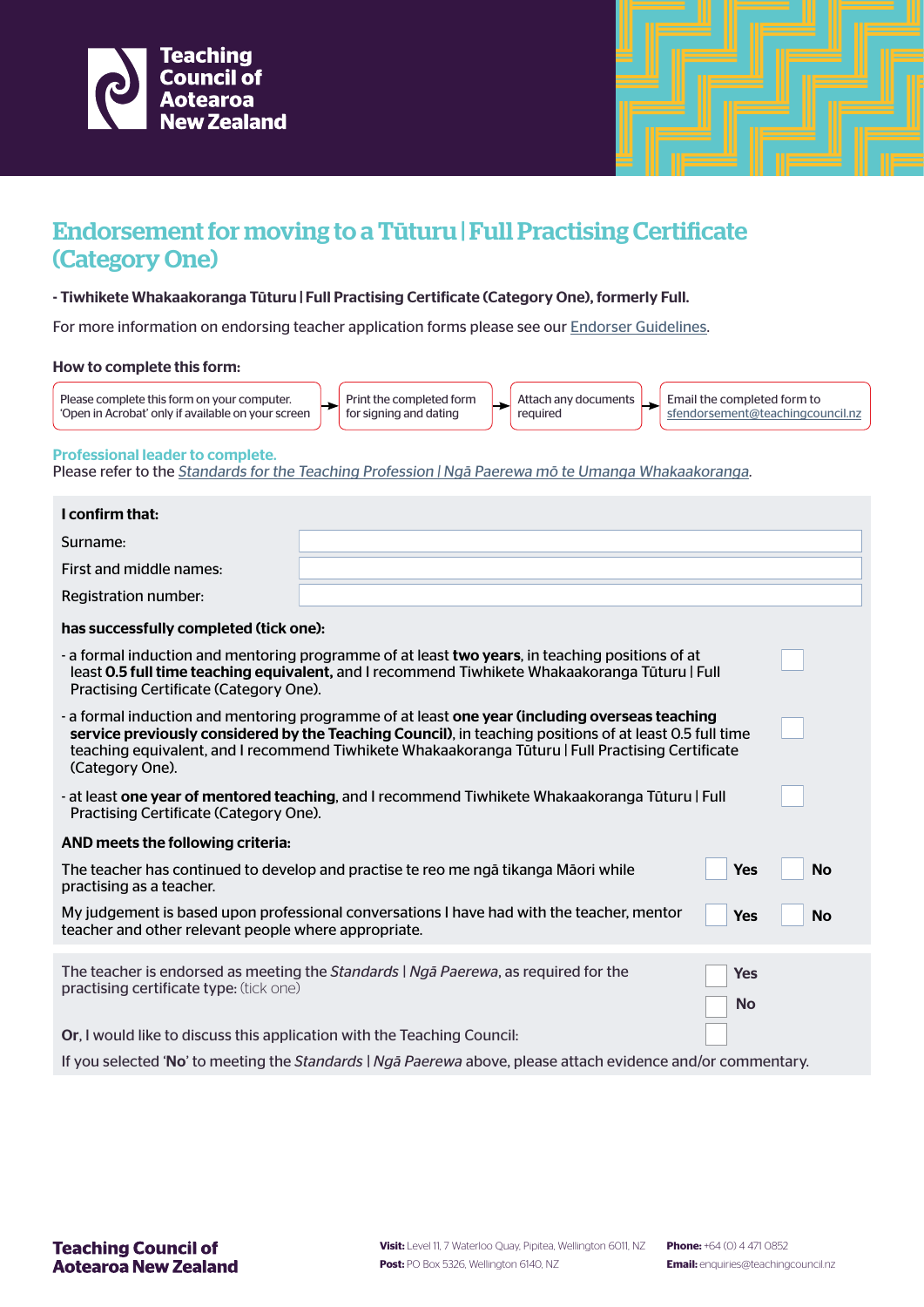Teaching Council of Aotearoa New Zealand

# Endorsement for moving to a Tūturu | Full Practising Certificate (Category One)

**- Tiwhikete Whakaakoranga Tūturu | Full Practising Certificate (Category One), formerly Full.**

For more information on endorsing teacher application forms please see our Endorser Guidelines.

**How to complete this form:**

Please complete this form on your computer. 'Open in Acrobat' only if available on your screen → Print the completed form for signing and dating → Attach any documents required → Email the completed form to sfendorsement@teachingcouncil.nz

**Professional leader to complete.**
Please refer to the *Standards for the Teaching Profession | Ngā Paerewa mō te Umanga Whakaakoranga*.

**I confirm that:**

| | |
|---|---|
| Surname: | |
| First and middle names: | |
| Registration number: | |

**has successfully completed (tick one):**

- a formal induction and mentoring programme of at least **two years**, in teaching positions of at least **0.5 full time teaching equivalent,** and I recommend Tiwhikete Whakaakoranga Tūturu | Full Practising Certificate (Category One). ☐
- a formal induction and mentoring programme of at least **one year (including overseas teaching service previously considered by the Teaching Council)**, in teaching positions of at least 0.5 full time teaching equivalent, and I recommend Tiwhikete Whakaakoranga Tūturu | Full Practising Certificate (Category One). ☐
- at least **one year of mentored teaching**, and I recommend Tiwhikete Whakaakoranga Tūturu | Full Practising Certificate (Category One). ☐

**AND meets the following criteria:**

| | | |
|---|---|---|
| The teacher has continued to develop and practise te reo me ngā tikanga Māori while practising as a teacher. | ☐ **Yes** | ☐ **No** |
| My judgement is based upon professional conversations I have had with the teacher, mentor teacher and other relevant people where appropriate. | ☐ **Yes** | ☐ **No** |

The teacher is endorsed as meeting the *Standards* | *Ngā Paerewa*, as required for the practising certificate type: (tick one) ☐ **Yes** ☐ **No**

**Or**, I would like to discuss this application with the Teaching Council: ☐

If you selected '**No**' to meeting the *Standards* | *Ngā Paerewa* above, please attach evidence and/or commentary.

**Teaching Council of Aotearoa New Zealand**

**Visit:** Level 11, 7 Waterloo Quay, Pipitea, Wellington 6011, NZ
**Post:** PO Box 5326, Wellington 6140, NZ
**Phone:** +64 (0) 4 471 0852
**Email:** enquiries@teachingcouncil.nz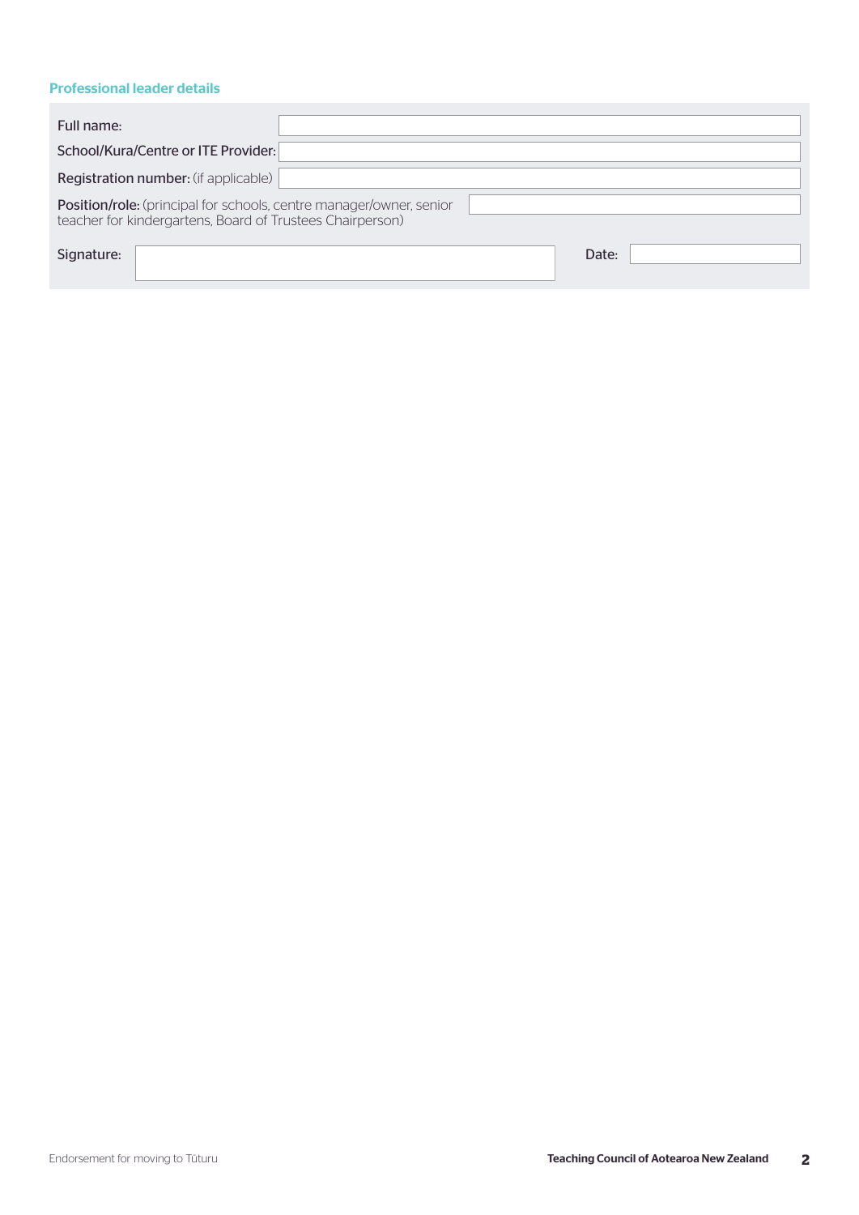### Professional leader details

| | |
|---|---|
| Full name: | |
| School/Kura/Centre or ITE Provider: | |
| **Registration number:** (if applicable) | |
| **Position/role:** (principal for schools, centre manager/owner, senior teacher for kindergartens, Board of Trustees Chairperson) | |
| Signature: | Date: |